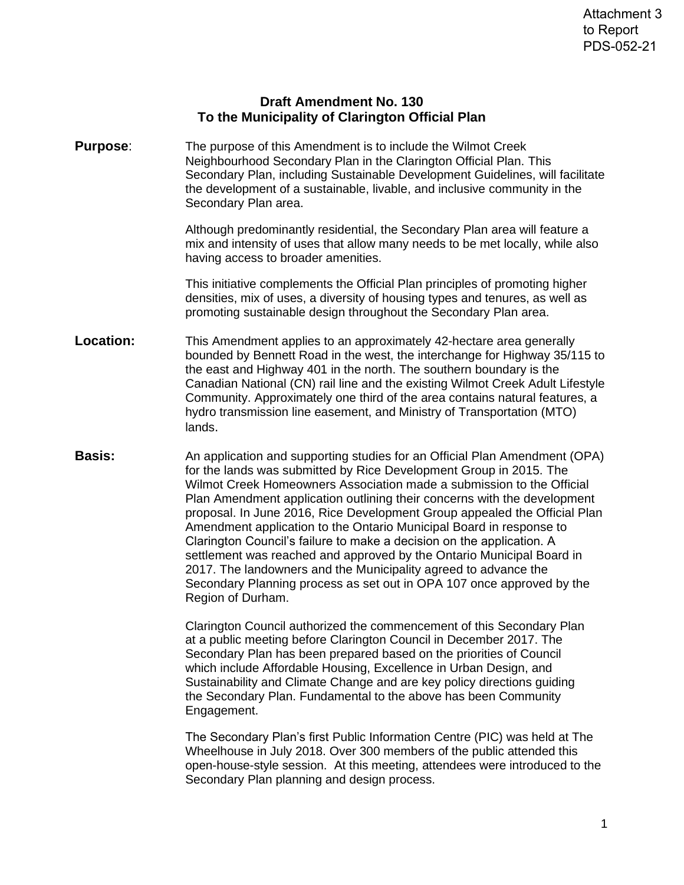Attachment 3
to Report
PDS-052-21

# Draft Amendment No. 130
## To the Municipality of Clarington Official Plan

**Purpose**: The purpose of this Amendment is to include the Wilmot Creek Neighbourhood Secondary Plan in the Clarington Official Plan. This Secondary Plan, including Sustainable Development Guidelines, will facilitate the development of a sustainable, livable, and inclusive community in the Secondary Plan area.

Although predominantly residential, the Secondary Plan area will feature a mix and intensity of uses that allow many needs to be met locally, while also having access to broader amenities.

This initiative complements the Official Plan principles of promoting higher densities, mix of uses, a diversity of housing types and tenures, as well as promoting sustainable design throughout the Secondary Plan area.

**Location:** This Amendment applies to an approximately 42-hectare area generally bounded by Bennett Road in the west, the interchange for Highway 35/115 to the east and Highway 401 in the north. The southern boundary is the Canadian National (CN) rail line and the existing Wilmot Creek Adult Lifestyle Community. Approximately one third of the area contains natural features, a hydro transmission line easement, and Ministry of Transportation (MTO) lands.

**Basis:** An application and supporting studies for an Official Plan Amendment (OPA) for the lands was submitted by Rice Development Group in 2015. The Wilmot Creek Homeowners Association made a submission to the Official Plan Amendment application outlining their concerns with the development proposal. In June 2016, Rice Development Group appealed the Official Plan Amendment application to the Ontario Municipal Board in response to Clarington Council's failure to make a decision on the application. A settlement was reached and approved by the Ontario Municipal Board in 2017. The landowners and the Municipality agreed to advance the Secondary Planning process as set out in OPA 107 once approved by the Region of Durham.

Clarington Council authorized the commencement of this Secondary Plan at a public meeting before Clarington Council in December 2017. The Secondary Plan has been prepared based on the priorities of Council which include Affordable Housing, Excellence in Urban Design, and Sustainability and Climate Change and are key policy directions guiding the Secondary Plan. Fundamental to the above has been Community Engagement.

The Secondary Plan's first Public Information Centre (PIC) was held at The Wheelhouse in July 2018. Over 300 members of the public attended this open-house-style session. At this meeting, attendees were introduced to the Secondary Plan planning and design process.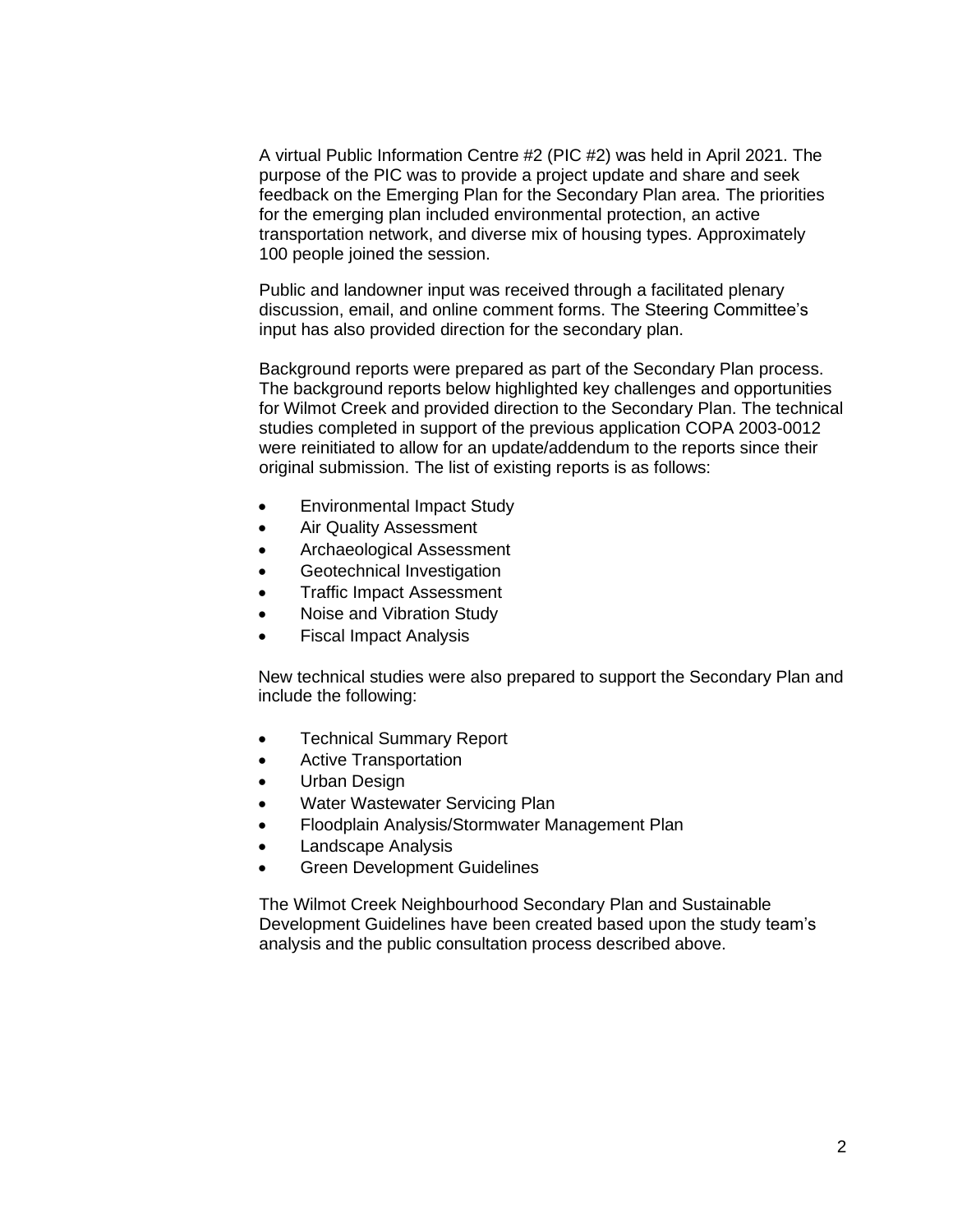A virtual Public Information Centre #2 (PIC #2) was held in April 2021. The purpose of the PIC was to provide a project update and share and seek feedback on the Emerging Plan for the Secondary Plan area. The priorities for the emerging plan included environmental protection, an active transportation network, and diverse mix of housing types. Approximately 100 people joined the session.

Public and landowner input was received through a facilitated plenary discussion, email, and online comment forms. The Steering Committee's input has also provided direction for the secondary plan.

Background reports were prepared as part of the Secondary Plan process. The background reports below highlighted key challenges and opportunities for Wilmot Creek and provided direction to the Secondary Plan. The technical studies completed in support of the previous application COPA 2003-0012 were reinitiated to allow for an update/addendum to the reports since their original submission. The list of existing reports is as follows:

- Environmental Impact Study
- Air Quality Assessment
- Archaeological Assessment
- Geotechnical Investigation
- Traffic Impact Assessment
- Noise and Vibration Study
- Fiscal Impact Analysis

New technical studies were also prepared to support the Secondary Plan and include the following:

- Technical Summary Report
- Active Transportation
- Urban Design
- Water Wastewater Servicing Plan
- Floodplain Analysis/Stormwater Management Plan
- Landscape Analysis
- Green Development Guidelines

The Wilmot Creek Neighbourhood Secondary Plan and Sustainable Development Guidelines have been created based upon the study team's analysis and the public consultation process described above.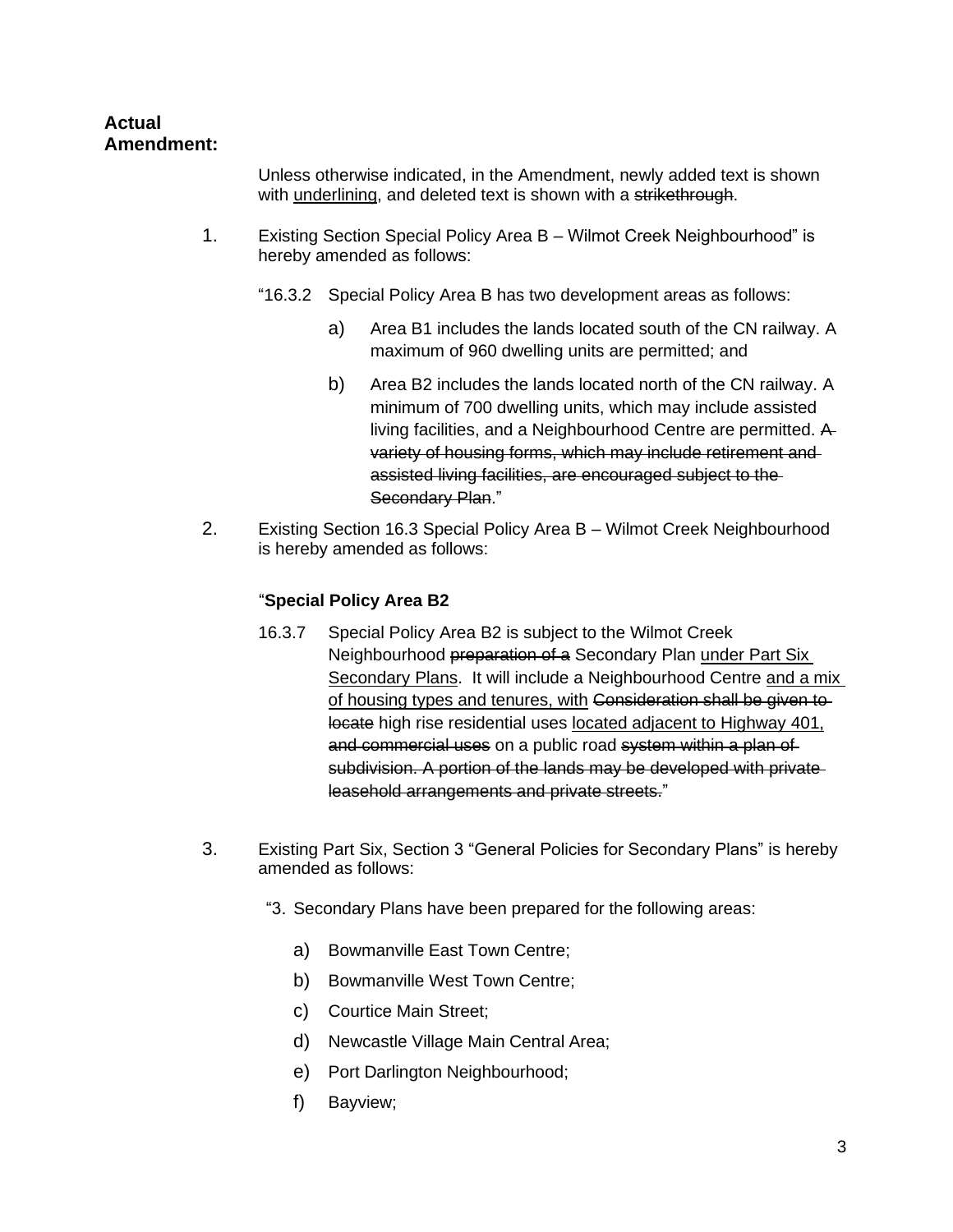**Actual Amendment:**

Unless otherwise indicated, in the Amendment, newly added text is shown with <u>underlining</u>, and deleted text is shown with a ~~strikethrough~~.

1. Existing Section Special Policy Area B – Wilmot Creek Neighbourhood" is hereby amended as follows:

   "16.3.2 Special Policy Area B has two development areas as follows:

   a) Area B1 includes the lands located south of the CN railway. A maximum of 960 dwelling units are permitted; and

   b) Area B2 includes the lands located north of the CN railway. A minimum of 700 dwelling units, which may include assisted living facilities, and a Neighbourhood Centre are permitted. ~~A variety of housing forms, which may include retirement and assisted living facilities, are encouraged subject to the Secondary Plan~~."

2. Existing Section 16.3 Special Policy Area B – Wilmot Creek Neighbourhood is hereby amended as follows:

   "**Special Policy Area B2**

   16.3.7 Special Policy Area B2 is subject to the Wilmot Creek Neighbourhood ~~preparation of a~~ Secondary Plan <u>under Part Six Secondary Plans</u>. It will include a Neighbourhood Centre <u>and a mix of housing types and tenures, with</u> ~~Consideration shall be given to locate~~ high rise residential uses <u>located adjacent to Highway 401,</u> ~~and commercial uses~~ on a public road ~~system within a plan of subdivision. A portion of the lands may be developed with private leasehold arrangements and private streets.~~"

3. Existing Part Six, Section 3 "General Policies for Secondary Plans" is hereby amended as follows:

   "3. Secondary Plans have been prepared for the following areas:

   a) Bowmanville East Town Centre;

   b) Bowmanville West Town Centre;

   c) Courtice Main Street;

   d) Newcastle Village Main Central Area;

   e) Port Darlington Neighbourhood;

   f) Bayview;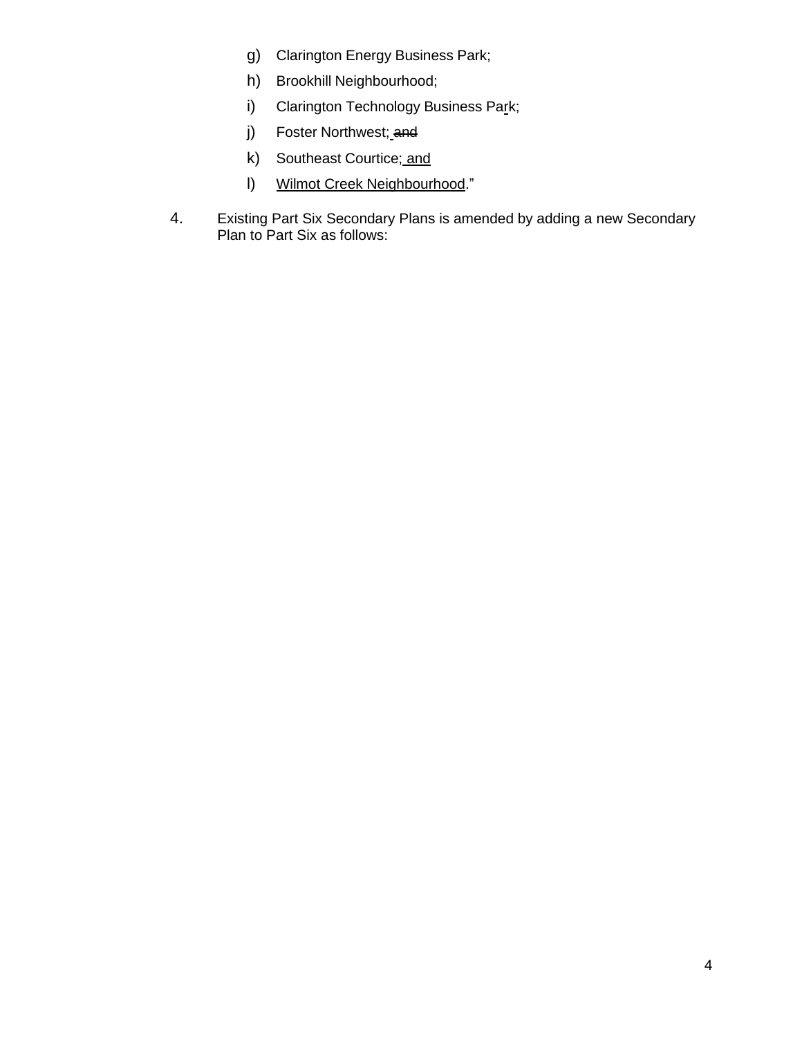g) Clarington Energy Business Park;

h) Brookhill Neighbourhood;

i) Clarington Technology Business Park;

j) Foster Northwest; ~~and~~

k) Southeast Courtice; and

l) Wilmot Creek Neighbourhood."

4. Existing Part Six Secondary Plans is amended by adding a new Secondary Plan to Part Six as follows: